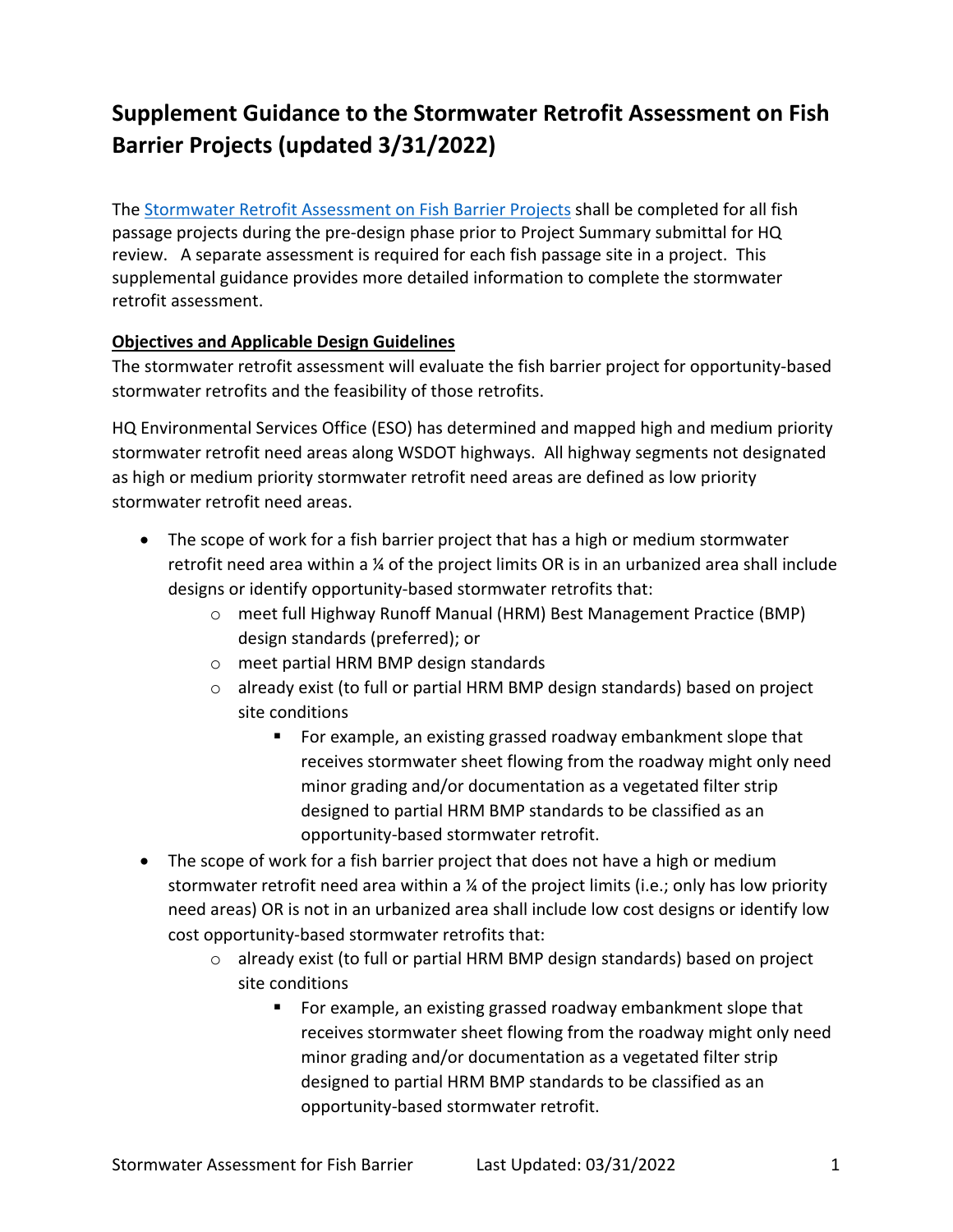# Supplement Guidance to the Stormwater Retrofit Assessment on Fish Barrier Projects (updated 3/31/2022)

The [Stormwater Retrofit Assessment on Fish Barrier Projects]() shall be completed for all fish passage projects during the pre-design phase prior to Project Summary submittal for HQ review. A separate assessment is required for each fish passage site in a project. This supplemental guidance provides more detailed information to complete the stormwater retrofit assessment.

## Objectives and Applicable Design Guidelines

The stormwater retrofit assessment will evaluate the fish barrier project for opportunity-based stormwater retrofits and the feasibility of those retrofits.

HQ Environmental Services Office (ESO) has determined and mapped high and medium priority stormwater retrofit need areas along WSDOT highways. All highway segments not designated as high or medium priority stormwater retrofit need areas are defined as low priority stormwater retrofit need areas.

- The scope of work for a fish barrier project that has a high or medium stormwater retrofit need area within a ¼ of the project limits OR is in an urbanized area shall include designs or identify opportunity-based stormwater retrofits that:
  - meet full Highway Runoff Manual (HRM) Best Management Practice (BMP) design standards (preferred); or
  - meet partial HRM BMP design standards
  - already exist (to full or partial HRM BMP design standards) based on project site conditions
    - For example, an existing grassed roadway embankment slope that receives stormwater sheet flowing from the roadway might only need minor grading and/or documentation as a vegetated filter strip designed to partial HRM BMP standards to be classified as an opportunity-based stormwater retrofit.
- The scope of work for a fish barrier project that does not have a high or medium stormwater retrofit need area within a ¼ of the project limits (i.e.; only has low priority need areas) OR is not in an urbanized area shall include low cost designs or identify low cost opportunity-based stormwater retrofits that:
  - already exist (to full or partial HRM BMP design standards) based on project site conditions
    - For example, an existing grassed roadway embankment slope that receives stormwater sheet flowing from the roadway might only need minor grading and/or documentation as a vegetated filter strip designed to partial HRM BMP standards to be classified as an opportunity-based stormwater retrofit.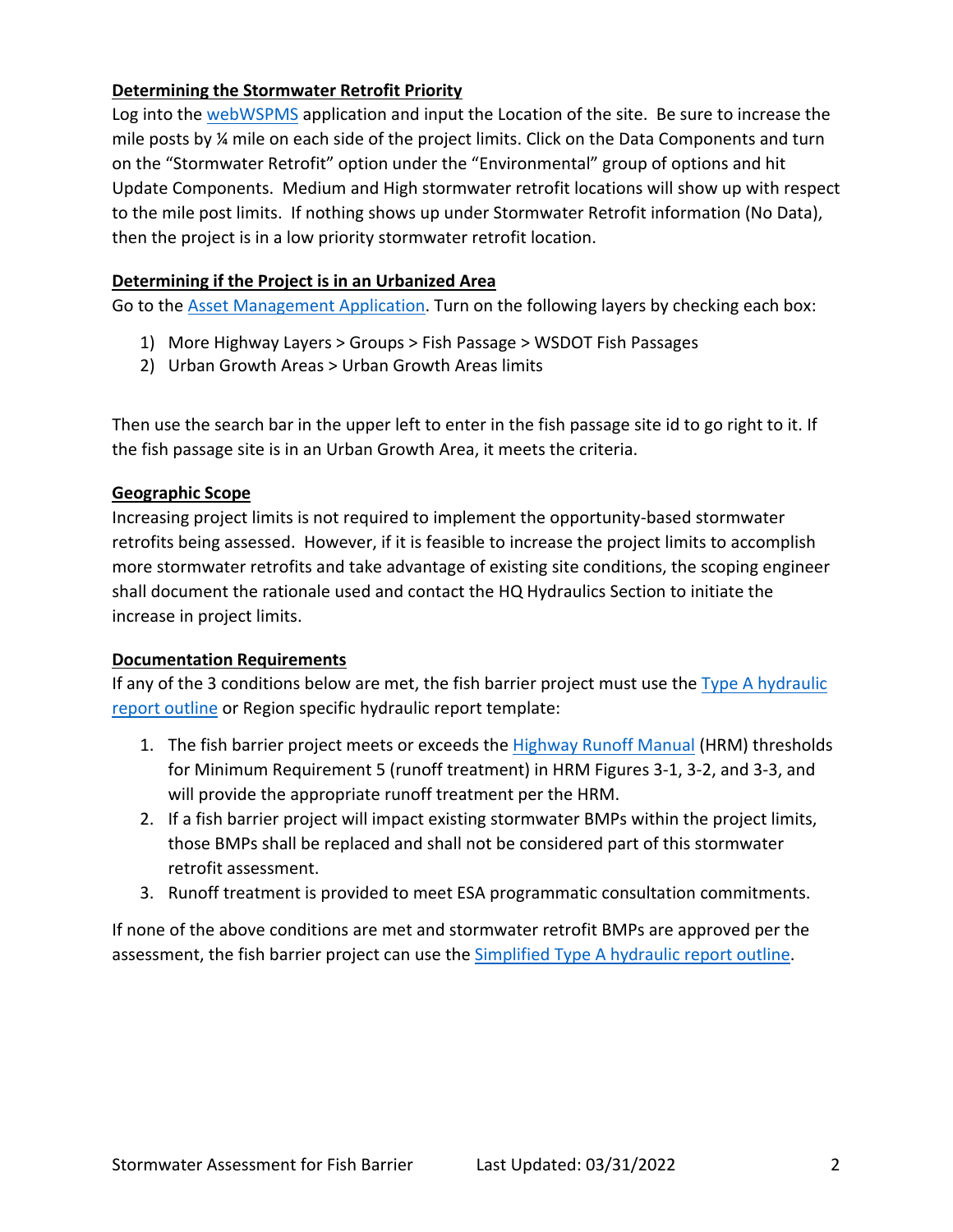**Determining the Stormwater Retrofit Priority**

Log into the webWSPMS application and input the Location of the site. Be sure to increase the mile posts by ¼ mile on each side of the project limits. Click on the Data Components and turn on the "Stormwater Retrofit" option under the "Environmental" group of options and hit Update Components. Medium and High stormwater retrofit locations will show up with respect to the mile post limits. If nothing shows up under Stormwater Retrofit information (No Data), then the project is in a low priority stormwater retrofit location.

**Determining if the Project is in an Urbanized Area**

Go to the Asset Management Application. Turn on the following layers by checking each box:

1) More Highway Layers > Groups > Fish Passage > WSDOT Fish Passages
2) Urban Growth Areas > Urban Growth Areas limits

Then use the search bar in the upper left to enter in the fish passage site id to go right to it. If the fish passage site is in an Urban Growth Area, it meets the criteria.

**Geographic Scope**

Increasing project limits is not required to implement the opportunity-based stormwater retrofits being assessed. However, if it is feasible to increase the project limits to accomplish more stormwater retrofits and take advantage of existing site conditions, the scoping engineer shall document the rationale used and contact the HQ Hydraulics Section to initiate the increase in project limits.

**Documentation Requirements**

If any of the 3 conditions below are met, the fish barrier project must use the Type A hydraulic report outline or Region specific hydraulic report template:

1. The fish barrier project meets or exceeds the Highway Runoff Manual (HRM) thresholds for Minimum Requirement 5 (runoff treatment) in HRM Figures 3-1, 3-2, and 3-3, and will provide the appropriate runoff treatment per the HRM.
2. If a fish barrier project will impact existing stormwater BMPs within the project limits, those BMPs shall be replaced and shall not be considered part of this stormwater retrofit assessment.
3. Runoff treatment is provided to meet ESA programmatic consultation commitments.

If none of the above conditions are met and stormwater retrofit BMPs are approved per the assessment, the fish barrier project can use the Simplified Type A hydraulic report outline.